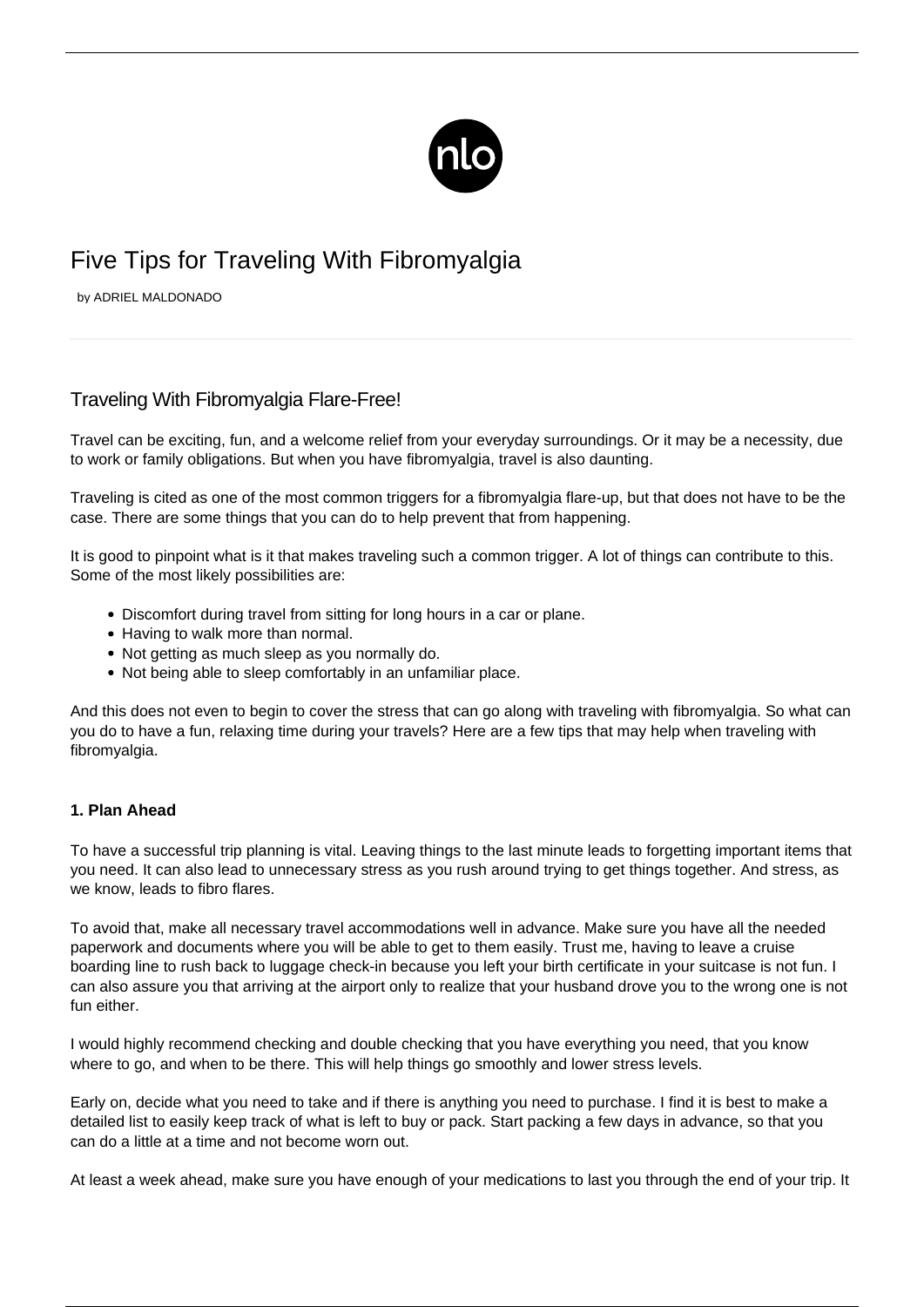# Five Tips for Traveling With Fibromyalgia

by ADRIEL MALDONADO

## Traveling With Fibromyalgia Flare-Free!

Travel can be exciting, fun, and a welcome relief from your everyday surroundings. Or it may be a necessity, due to work or family obligations. But when you have fibromyalgia, travel is also daunting.

Traveling is cited as one of the most common triggers for a fibromyalgia flare-up, but that does not have to be the case. There are some things that you can do to help prevent that from happening.

It is good to pinpoint what is it that makes traveling such a common trigger. A lot of things can contribute to this. Some of the most likely possibilities are:

- Discomfort during travel from sitting for long hours in a car or plane.
- Having to walk more than normal.
- Not getting as much sleep as you normally do.
- Not being able to sleep comfortably in an unfamiliar place.

And this does not even to begin to cover the stress that can go along with traveling with fibromyalgia. So what can you do to have a fun, relaxing time during your travels? Here are a few tips that may help when traveling with fibromyalgia.

### 1. Plan Ahead

To have a successful trip planning is vital. Leaving things to the last minute leads to forgetting important items that you need. It can also lead to unnecessary stress as you rush around trying to get things together. And stress, as we know, leads to fibro flares.

To avoid that, make all necessary travel accommodations well in advance. Make sure you have all the needed paperwork and documents where you will be able to get to them easily. Trust me, having to leave a cruise boarding line to rush back to luggage check-in because you left your birth certificate in your suitcase is not fun. I can also assure you that arriving at the airport only to realize that your husband drove you to the wrong one is not fun either.

I would highly recommend checking and double checking that you have everything you need, that you know where to go, and when to be there. This will help things go smoothly and lower stress levels.

Early on, decide what you need to take and if there is anything you need to purchase. I find it is best to make a detailed list to easily keep track of what is left to buy or pack. Start packing a few days in advance, so that you can do a little at a time and not become worn out.

At least a week ahead, make sure you have enough of your medications to last you through the end of your trip. It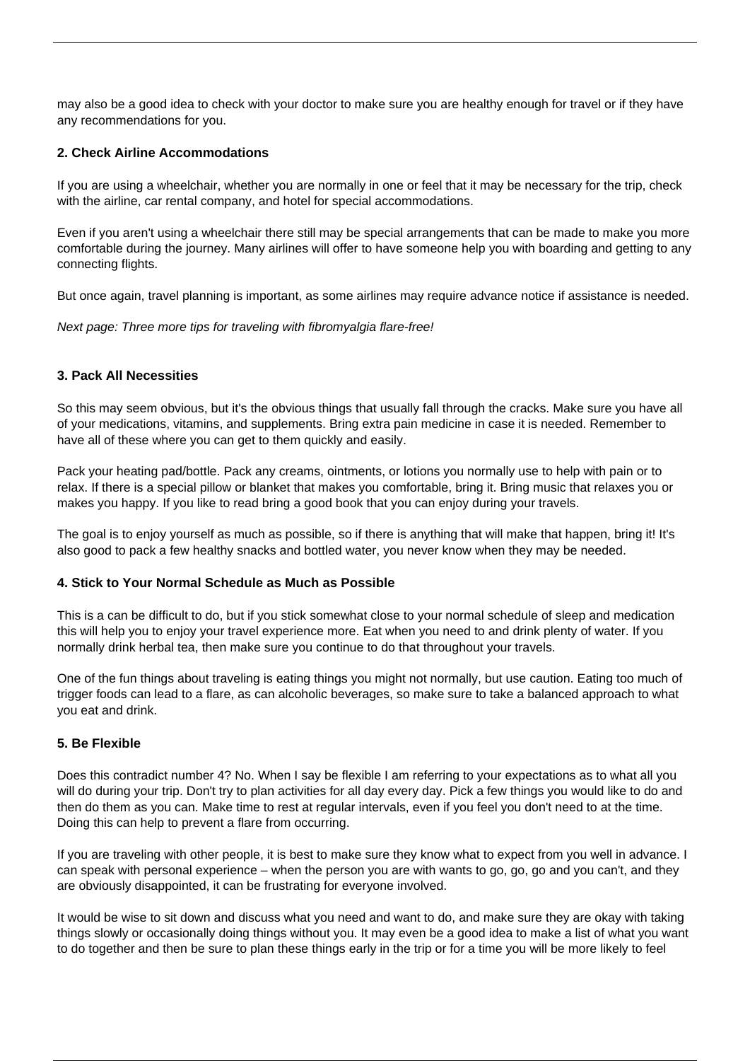may also be a good idea to check with your doctor to make sure you are healthy enough for travel or if they have any recommendations for you.

### 2. Check Airline Accommodations

If you are using a wheelchair, whether you are normally in one or feel that it may be necessary for the trip, check with the airline, car rental company, and hotel for special accommodations.

Even if you aren't using a wheelchair there still may be special arrangements that can be made to make you more comfortable during the journey. Many airlines will offer to have someone help you with boarding and getting to any connecting flights.

But once again, travel planning is important, as some airlines may require advance notice if assistance is needed.

*Next page: Three more tips for traveling with fibromyalgia flare-free!*

### 3. Pack All Necessities

So this may seem obvious, but it's the obvious things that usually fall through the cracks. Make sure you have all of your medications, vitamins, and supplements. Bring extra pain medicine in case it is needed. Remember to have all of these where you can get to them quickly and easily.

Pack your heating pad/bottle. Pack any creams, ointments, or lotions you normally use to help with pain or to relax. If there is a special pillow or blanket that makes you comfortable, bring it. Bring music that relaxes you or makes you happy. If you like to read bring a good book that you can enjoy during your travels.

The goal is to enjoy yourself as much as possible, so if there is anything that will make that happen, bring it! It's also good to pack a few healthy snacks and bottled water, you never know when they may be needed.

### 4. Stick to Your Normal Schedule as Much as Possible

This is a can be difficult to do, but if you stick somewhat close to your normal schedule of sleep and medication this will help you to enjoy your travel experience more. Eat when you need to and drink plenty of water. If you normally drink herbal tea, then make sure you continue to do that throughout your travels.

One of the fun things about traveling is eating things you might not normally, but use caution. Eating too much of trigger foods can lead to a flare, as can alcoholic beverages, so make sure to take a balanced approach to what you eat and drink.

### 5. Be Flexible

Does this contradict number 4? No. When I say be flexible I am referring to your expectations as to what all you will do during your trip. Don't try to plan activities for all day every day. Pick a few things you would like to do and then do them as you can. Make time to rest at regular intervals, even if you feel you don't need to at the time. Doing this can help to prevent a flare from occurring.

If you are traveling with other people, it is best to make sure they know what to expect from you well in advance. I can speak with personal experience – when the person you are with wants to go, go, go and you can't, and they are obviously disappointed, it can be frustrating for everyone involved.

It would be wise to sit down and discuss what you need and want to do, and make sure they are okay with taking things slowly or occasionally doing things without you. It may even be a good idea to make a list of what you want to do together and then be sure to plan these things early in the trip or for a time you will be more likely to feel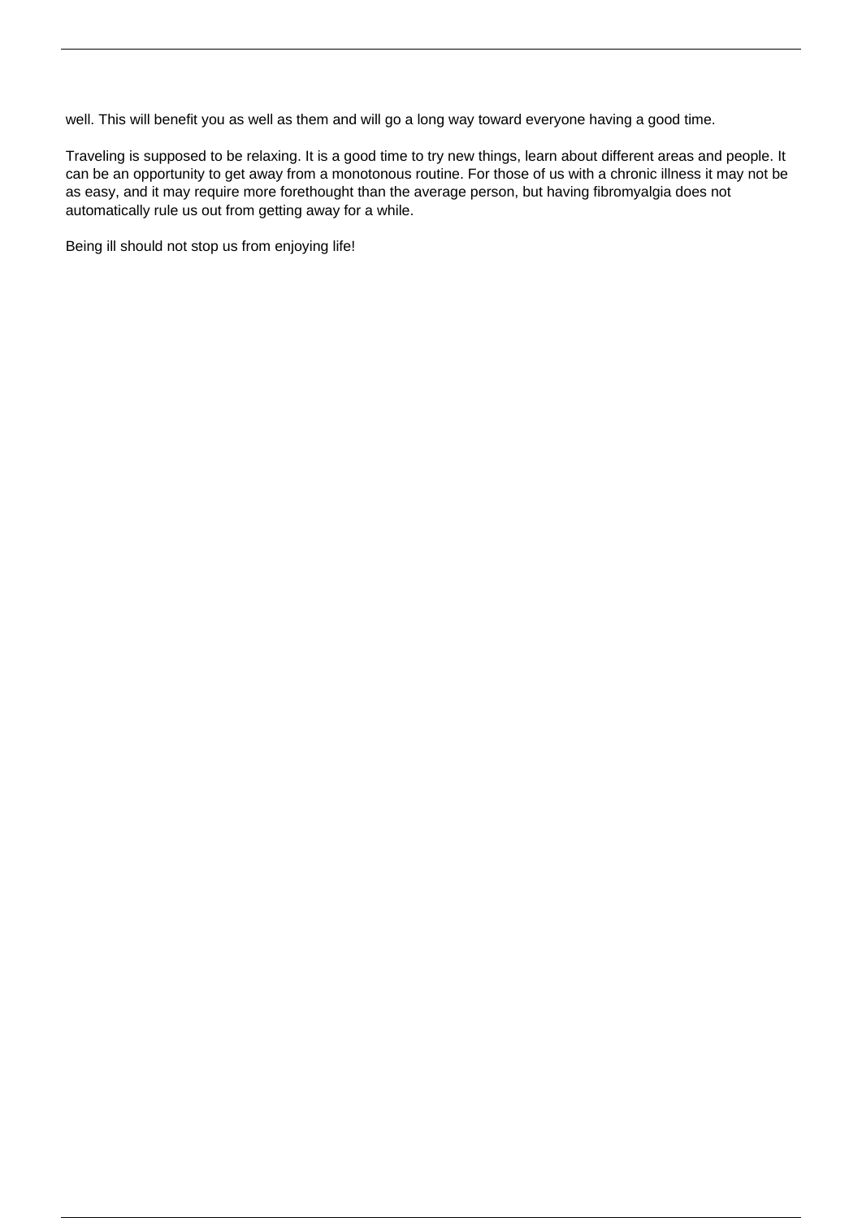well. This will benefit you as well as them and will go a long way toward everyone having a good time.

Traveling is supposed to be relaxing. It is a good time to try new things, learn about different areas and people. It can be an opportunity to get away from a monotonous routine. For those of us with a chronic illness it may not be as easy, and it may require more forethought than the average person, but having fibromyalgia does not automatically rule us out from getting away for a while.

Being ill should not stop us from enjoying life!